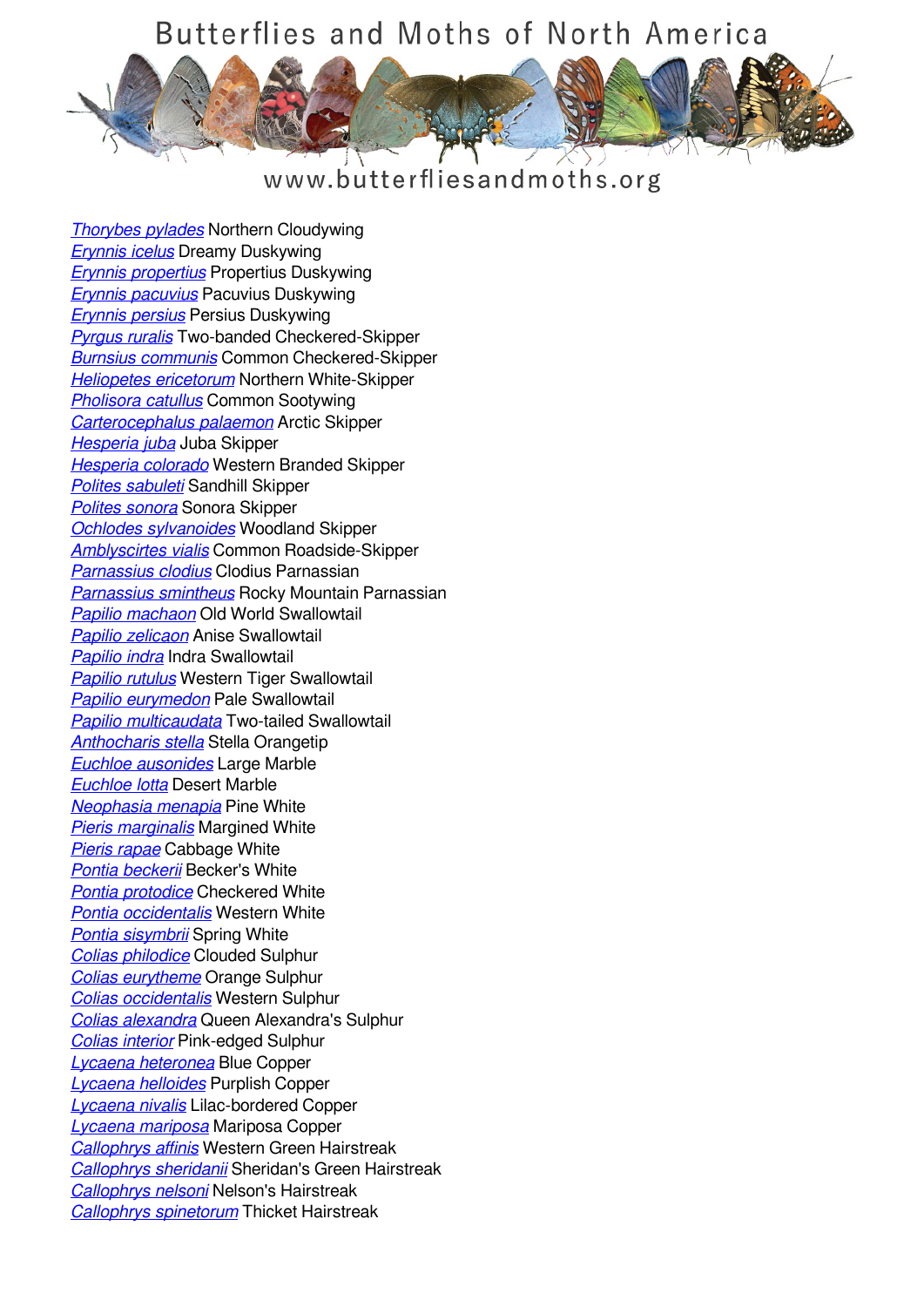# Butterflies and Moths of North America

www.butterfliesandmoths.org

*Thorybes pylades* Northern Cloudywing
*Erynnis icelus* Dreamy Duskywing
*Erynnis propertius* Propertius Duskywing
*Erynnis pacuvius* Pacuvius Duskywing
*Erynnis persius* Persius Duskywing
*Pyrgus ruralis* Two-banded Checkered-Skipper
*Burnsius communis* Common Checkered-Skipper
*Heliopetes ericetorum* Northern White-Skipper
*Pholisora catullus* Common Sootywing
*Carterocephalus palaemon* Arctic Skipper
*Hesperia juba* Juba Skipper
*Hesperia colorado* Western Branded Skipper
*Polites sabuleti* Sandhill Skipper
*Polites sonora* Sonora Skipper
*Ochlodes sylvanoides* Woodland Skipper
*Amblyscirtes vialis* Common Roadside-Skipper
*Parnassius clodius* Clodius Parnassian
*Parnassius smintheus* Rocky Mountain Parnassian
*Papilio machaon* Old World Swallowtail
*Papilio zelicaon* Anise Swallowtail
*Papilio indra* Indra Swallowtail
*Papilio rutulus* Western Tiger Swallowtail
*Papilio eurymedon* Pale Swallowtail
*Papilio multicaudata* Two-tailed Swallowtail
*Anthocharis stella* Stella Orangetip
*Euchloe ausonides* Large Marble
*Euchloe lotta* Desert Marble
*Neophasia menapia* Pine White
*Pieris marginalis* Margined White
*Pieris rapae* Cabbage White
*Pontia beckerii* Becker's White
*Pontia protodice* Checkered White
*Pontia occidentalis* Western White
*Pontia sisymbrii* Spring White
*Colias philodice* Clouded Sulphur
*Colias eurytheme* Orange Sulphur
*Colias occidentalis* Western Sulphur
*Colias alexandra* Queen Alexandra's Sulphur
*Colias interior* Pink-edged Sulphur
*Lycaena heteronea* Blue Copper
*Lycaena helloides* Purplish Copper
*Lycaena nivalis* Lilac-bordered Copper
*Lycaena mariposa* Mariposa Copper
*Callophrys affinis* Western Green Hairstreak
*Callophrys sheridanii* Sheridan's Green Hairstreak
*Callophrys nelsoni* Nelson's Hairstreak
*Callophrys spinetorum* Thicket Hairstreak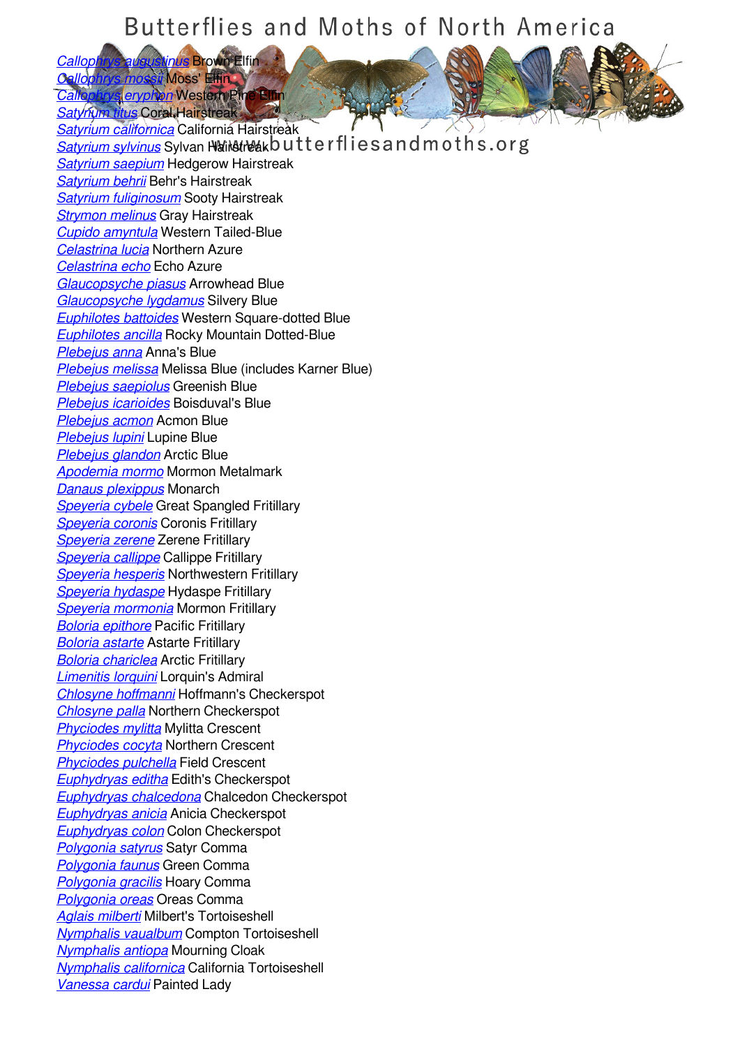*Callophrys augustinus* Brown Elfin
*Callophrys mossii* Moss' Elfin
*Callophrys eryphon* Western Pine Elfin
*Satyrium titus* Coral Hairstreak
*Satyrium californica* California Hairstreak
*Satyrium sylvinus* Sylvan Hairstreak
*Satyrium saepium* Hedgerow Hairstreak
*Satyrium behrii* Behr's Hairstreak
*Satyrium fuliginosum* Sooty Hairstreak
*Strymon melinus* Gray Hairstreak
*Cupido amyntula* Western Tailed-Blue
*Celastrina lucia* Northern Azure
*Celastrina echo* Echo Azure
*Glaucopsyche piasus* Arrowhead Blue
*Glaucopsyche lygdamus* Silvery Blue
*Euphilotes battoides* Western Square-dotted Blue
*Euphilotes ancilla* Rocky Mountain Dotted-Blue
*Plebejus anna* Anna's Blue
*Plebejus melissa* Melissa Blue (includes Karner Blue)
*Plebejus saepiolus* Greenish Blue
*Plebejus icarioides* Boisduval's Blue
*Plebejus acmon* Acmon Blue
*Plebejus lupini* Lupine Blue
*Plebejus glandon* Arctic Blue
*Apodemia mormo* Mormon Metalmark
*Danaus plexippus* Monarch
*Speyeria cybele* Great Spangled Fritillary
*Speyeria coronis* Coronis Fritillary
*Speyeria zerene* Zerene Fritillary
*Speyeria callippe* Callippe Fritillary
*Speyeria hesperis* Northwestern Fritillary
*Speyeria hydaspe* Hydaspe Fritillary
*Speyeria mormonia* Mormon Fritillary
*Boloria epithore* Pacific Fritillary
*Boloria astarte* Astarte Fritillary
*Boloria chariclea* Arctic Fritillary
*Limenitis lorquini* Lorquin's Admiral
*Chlosyne hoffmanni* Hoffmann's Checkerspot
*Chlosyne palla* Northern Checkerspot
*Phyciodes mylitta* Mylitta Crescent
*Phyciodes cocyta* Northern Crescent
*Phyciodes pulchella* Field Crescent
*Euphydryas editha* Edith's Checkerspot
*Euphydryas chalcedona* Chalcedon Checkerspot
*Euphydryas anicia* Anicia Checkerspot
*Euphydryas colon* Colon Checkerspot
*Polygonia satyrus* Satyr Comma
*Polygonia faunus* Green Comma
*Polygonia gracilis* Hoary Comma
*Polygonia oreas* Oreas Comma
*Aglais milberti* Milbert's Tortoiseshell
*Nymphalis vaualbum* Compton Tortoiseshell
*Nymphalis antiopa* Mourning Cloak
*Nymphalis californica* California Tortoiseshell
*Vanessa cardui* Painted Lady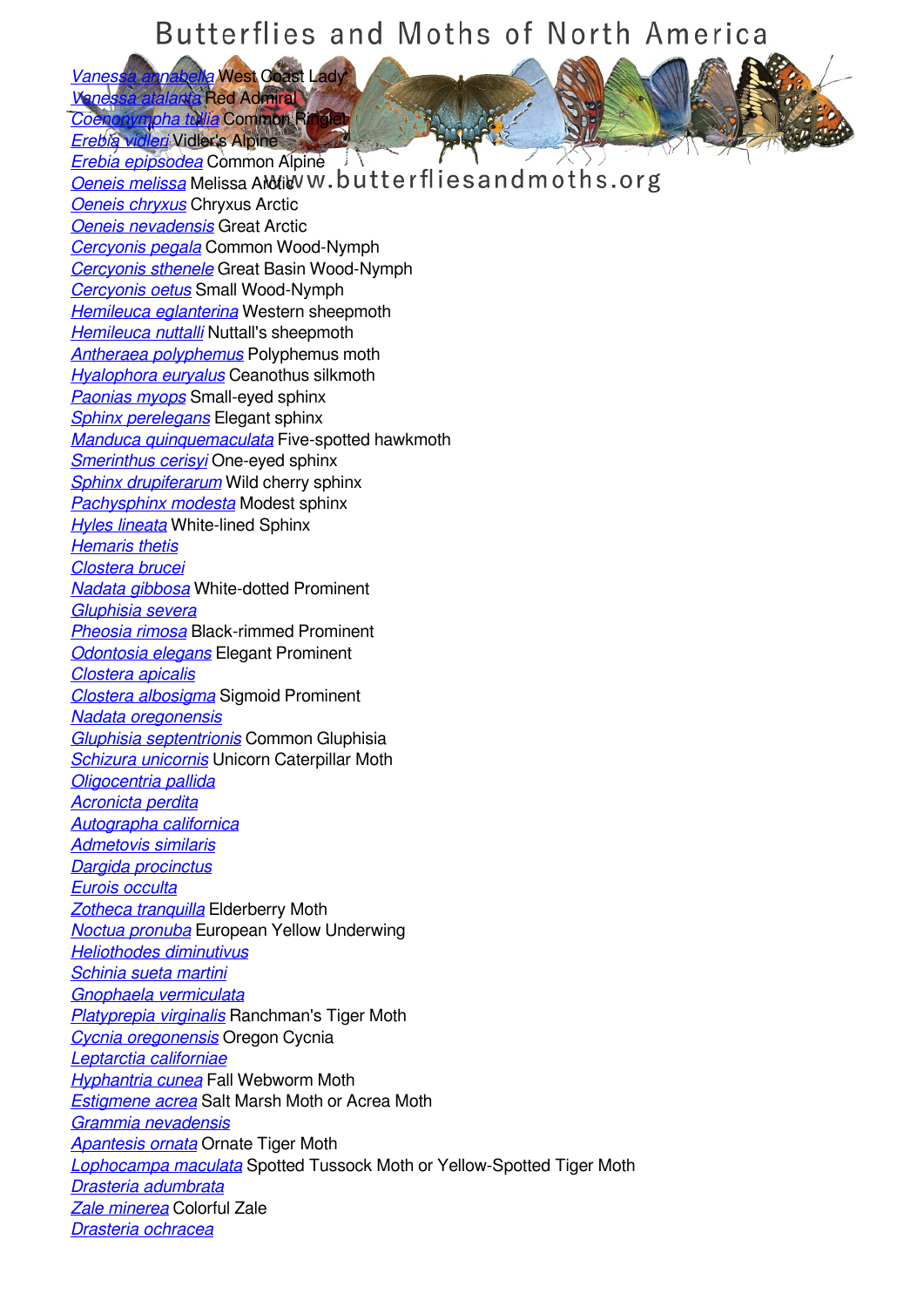*Vanessa annabella* West Coast Lady
*Vanessa atalanta* Red Admiral
*Coenonympha tullia* Common Ringlet
*Erebia vidleri* Vidler's Alpine
*Erebia epipsodea* Common Alpine
*Oeneis melissa* Melissa Arctic
*Oeneis chryxus* Chryxus Arctic
*Oeneis nevadensis* Great Arctic
*Cercyonis pegala* Common Wood-Nymph
*Cercyonis sthenele* Great Basin Wood-Nymph
*Cercyonis oetus* Small Wood-Nymph
*Hemileuca eglanterina* Western sheepmoth
*Hemileuca nuttalli* Nuttall's sheepmoth
*Antheraea polyphemus* Polyphemus moth
*Hyalophora euryalus* Ceanothus silkmoth
*Paonias myops* Small-eyed sphinx
*Sphinx perelegans* Elegant sphinx
*Manduca quinquemaculata* Five-spotted hawkmoth
*Smerinthus cerisyi* One-eyed sphinx
*Sphinx drupiferarum* Wild cherry sphinx
*Pachysphinx modesta* Modest sphinx
*Hyles lineata* White-lined Sphinx
*Hemaris thetis*
*Clostera brucei*
*Nadata gibbosa* White-dotted Prominent
*Gluphisia severa*
*Pheosia rimosa* Black-rimmed Prominent
*Odontosia elegans* Elegant Prominent
*Clostera apicalis*
*Clostera albosigma* Sigmoid Prominent
*Nadata oregonensis*
*Gluphisia septentrionis* Common Gluphisia
*Schizura unicornis* Unicorn Caterpillar Moth
*Oligocentria pallida*
*Acronicta perdita*
*Autographa californica*
*Admetovis similaris*
*Dargida procinctus*
*Eurois occulta*
*Zotheca tranquilla* Elderberry Moth
*Noctua pronuba* European Yellow Underwing
*Heliothodes diminutivus*
*Schinia sueta martini*
*Gnophaela vermiculata*
*Platyprepia virginalis* Ranchman's Tiger Moth
*Cycnia oregonensis* Oregon Cycnia
*Leptarctia californiae*
*Hyphantria cunea* Fall Webworm Moth
*Estigmene acrea* Salt Marsh Moth or Acrea Moth
*Grammia nevadensis*
*Apantesis ornata* Ornate Tiger Moth
*Lophocampa maculata* Spotted Tussock Moth or Yellow-Spotted Tiger Moth
*Drasteria adumbrata*
*Zale minerea* Colorful Zale
*Drasteria ochracea*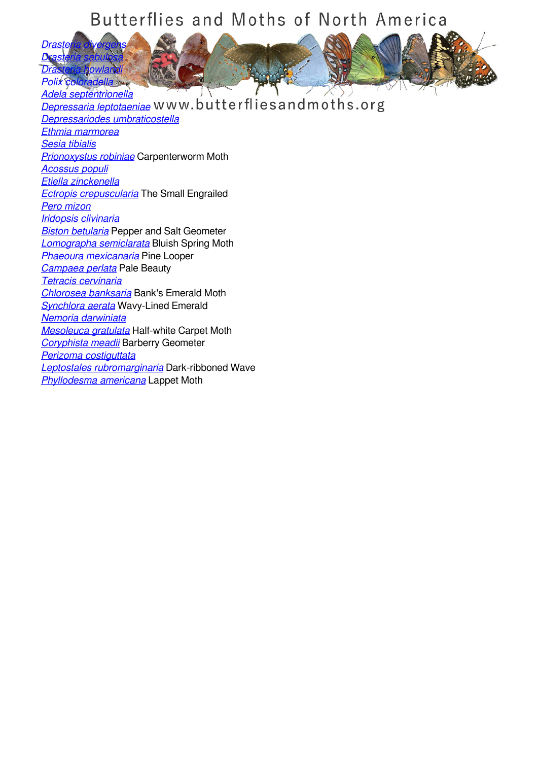*Drasteria divergens*
*Drasteria sabulosa*
*Drasteria howlandi*
*Polix coloradella*
*Adela septentrionella*
*Depressaria leptotaeniae*
*Depressariodes umbraticostella*
*Ethmia marmorea*
*Sesia tibialis*
*Prionoxystus robiniae* Carpenterworm Moth
*Acossus populi*
*Etiella zinckenella*
*Ectropis crepuscularia* The Small Engrailed
*Pero mizon*
*Iridopsis clivinaria*
*Biston betularia* Pepper and Salt Geometer
*Lomographa semiclarata* Bluish Spring Moth
*Phaeoura mexicanaria* Pine Looper
*Campaea perlata* Pale Beauty
*Tetracis cervinaria*
*Chlorosea banksaria* Bank's Emerald Moth
*Synchlora aerata* Wavy-Lined Emerald
*Nemoria darwiniata*
*Mesoleuca gratulata* Half-white Carpet Moth
*Coryphista meadii* Barberry Geometer
*Perizoma costiguttata*
*Leptostales rubromarginaria* Dark-ribboned Wave
*Phyllodesma americana* Lappet Moth